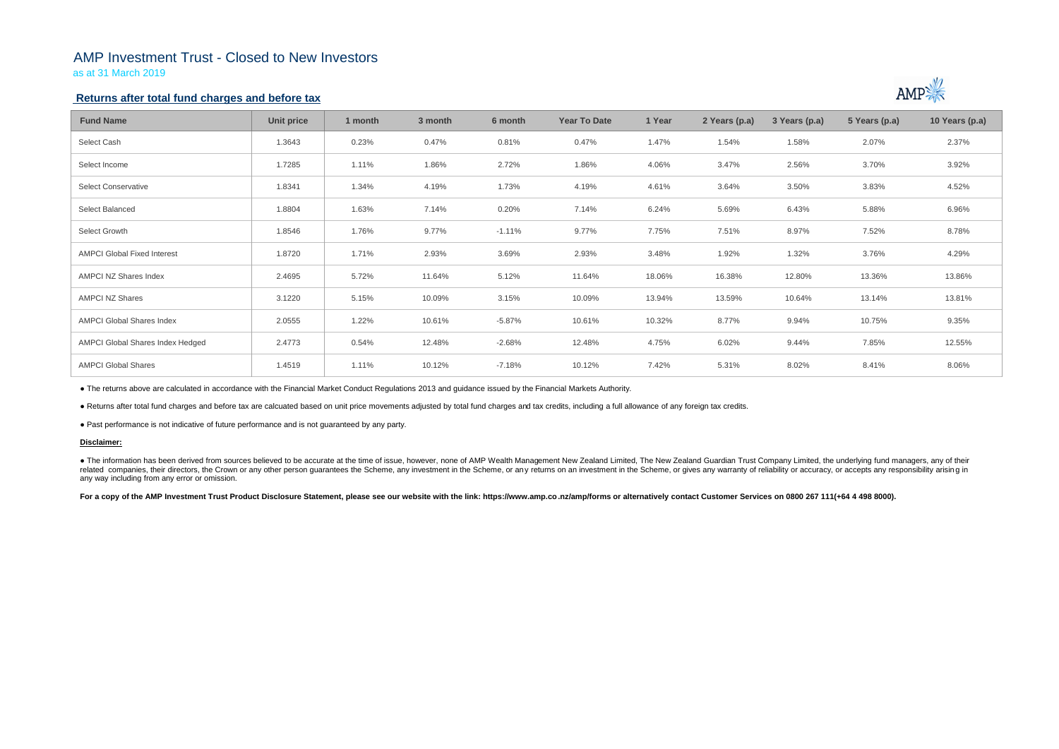# AMP Investment Trust - Closed to New Investors

as at 31 March 2019

## Returns after total fund charges and before tax

| Fund Name | Unit price | 1 month | 3 month | 6 month | Year To Date | 1 Year | 2 Years (p.a) | 3 Years (p.a) | 5 Years (p.a) | 10 Years (p.a) |
|---|---|---|---|---|---|---|---|---|---|---|
| Select Cash | 1.3643 | 0.23% | 0.47% | 0.81% | 0.47% | 1.47% | 1.54% | 1.58% | 2.07% | 2.37% |
| Select Income | 1.7285 | 1.11% | 1.86% | 2.72% | 1.86% | 4.06% | 3.47% | 2.56% | 3.70% | 3.92% |
| Select Conservative | 1.8341 | 1.34% | 4.19% | 1.73% | 4.19% | 4.61% | 3.64% | 3.50% | 3.83% | 4.52% |
| Select Balanced | 1.8804 | 1.63% | 7.14% | 0.20% | 7.14% | 6.24% | 5.69% | 6.43% | 5.88% | 6.96% |
| Select Growth | 1.8546 | 1.76% | 9.77% | -1.11% | 9.77% | 7.75% | 7.51% | 8.97% | 7.52% | 8.78% |
| AMPCI Global Fixed Interest | 1.8720 | 1.71% | 2.93% | 3.69% | 2.93% | 3.48% | 1.92% | 1.32% | 3.76% | 4.29% |
| AMPCI NZ Shares Index | 2.4695 | 5.72% | 11.64% | 5.12% | 11.64% | 18.06% | 16.38% | 12.80% | 13.36% | 13.86% |
| AMPCI NZ Shares | 3.1220 | 5.15% | 10.09% | 3.15% | 10.09% | 13.94% | 13.59% | 10.64% | 13.14% | 13.81% |
| AMPCI Global Shares Index | 2.0555 | 1.22% | 10.61% | -5.87% | 10.61% | 10.32% | 8.77% | 9.94% | 10.75% | 9.35% |
| AMPCI Global Shares Index Hedged | 2.4773 | 0.54% | 12.48% | -2.68% | 12.48% | 4.75% | 6.02% | 9.44% | 7.85% | 12.55% |
| AMPCI Global Shares | 1.4519 | 1.11% | 10.12% | -7.18% | 10.12% | 7.42% | 5.31% | 8.02% | 8.41% | 8.06% |

● The returns above are calculated in accordance with the Financial Market Conduct Regulations 2013 and guidance issued by the Financial Markets Authority.

● Returns after total fund charges and before tax are calcuated based on unit price movements adjusted by total fund charges and tax credits, including a full allowance of any foreign tax credits.

● Past performance is not indicative of future performance and is not guaranteed by any party.

**Disclaimer:**

● The information has been derived from sources believed to be accurate at the time of issue, however, none of AMP Wealth Management New Zealand Limited, The New Zealand Guardian Trust Company Limited, the underlying fund managers, any of their related companies, their directors, the Crown or any other person guarantees the Scheme, any investment in the Scheme, or any returns on an investment in the Scheme, or gives any warranty of reliability or accuracy, or accepts any responsibility arising in any way including from any error or omission.

**For a copy of the AMP Investment Trust Product Disclosure Statement, please see our website with the link: https://www.amp.co.nz/amp/forms or alternatively contact Customer Services on 0800 267 111(+64 4 498 8000).**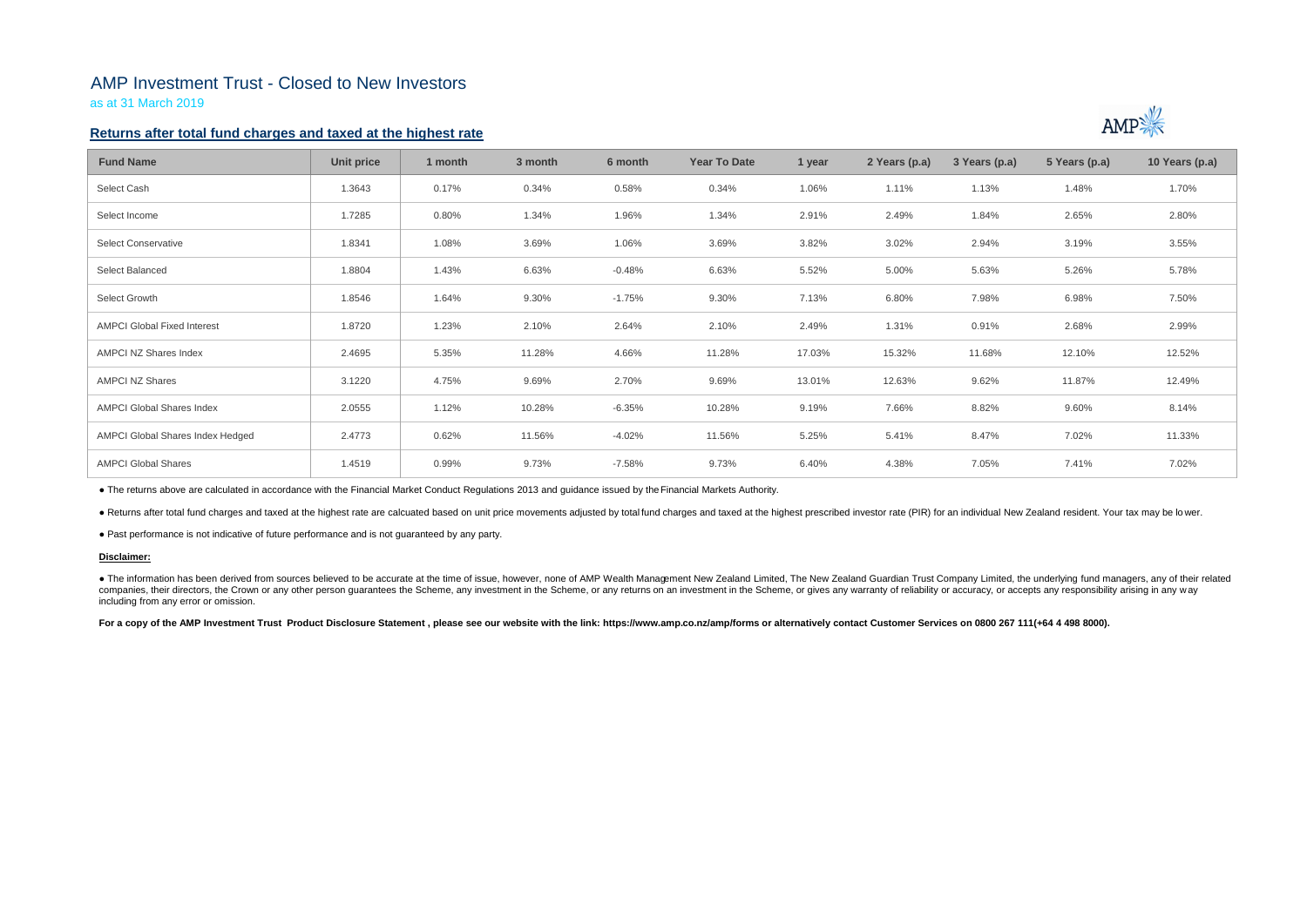# AMP Investment Trust - Closed to New Investors

as at 31 March 2019

## Returns after total fund charges and taxed at the highest rate

| Fund Name | Unit price | 1 month | 3 month | 6 month | Year To Date | 1 year | 2 Years (p.a) | 3 Years (p.a) | 5 Years (p.a) | 10 Years (p.a) |
|---|---|---|---|---|---|---|---|---|---|---|
| Select Cash | 1.3643 | 0.17% | 0.34% | 0.58% | 0.34% | 1.06% | 1.11% | 1.13% | 1.48% | 1.70% |
| Select Income | 1.7285 | 0.80% | 1.34% | 1.96% | 1.34% | 2.91% | 2.49% | 1.84% | 2.65% | 2.80% |
| Select Conservative | 1.8341 | 1.08% | 3.69% | 1.06% | 3.69% | 3.82% | 3.02% | 2.94% | 3.19% | 3.55% |
| Select Balanced | 1.8804 | 1.43% | 6.63% | -0.48% | 6.63% | 5.52% | 5.00% | 5.63% | 5.26% | 5.78% |
| Select Growth | 1.8546 | 1.64% | 9.30% | -1.75% | 9.30% | 7.13% | 6.80% | 7.98% | 6.98% | 7.50% |
| AMPCI Global Fixed Interest | 1.8720 | 1.23% | 2.10% | 2.64% | 2.10% | 2.49% | 1.31% | 0.91% | 2.68% | 2.99% |
| AMPCI NZ Shares Index | 2.4695 | 5.35% | 11.28% | 4.66% | 11.28% | 17.03% | 15.32% | 11.68% | 12.10% | 12.52% |
| AMPCI NZ Shares | 3.1220 | 4.75% | 9.69% | 2.70% | 9.69% | 13.01% | 12.63% | 9.62% | 11.87% | 12.49% |
| AMPCI Global Shares Index | 2.0555 | 1.12% | 10.28% | -6.35% | 10.28% | 9.19% | 7.66% | 8.82% | 9.60% | 8.14% |
| AMPCI Global Shares Index Hedged | 2.4773 | 0.62% | 11.56% | -4.02% | 11.56% | 5.25% | 5.41% | 8.47% | 7.02% | 11.33% |
| AMPCI Global Shares | 1.4519 | 0.99% | 9.73% | -7.58% | 9.73% | 6.40% | 4.38% | 7.05% | 7.41% | 7.02% |

● The returns above are calculated in accordance with the Financial Market Conduct Regulations 2013 and guidance issued by the Financial Markets Authority.

● Returns after total fund charges and taxed at the highest rate are calcuated based on unit price movements adjusted by total fund charges and taxed at the highest prescribed investor rate (PIR) for an individual New Zealand resident. Your tax may be lower.

● Past performance is not indicative of future performance and is not guaranteed by any party.

**Disclaimer:**

● The information has been derived from sources believed to be accurate at the time of issue, however, none of AMP Wealth Management New Zealand Limited, The New Zealand Guardian Trust Company Limited, the underlying fund managers, any of their related companies, their directors, the Crown or any other person guarantees the Scheme, any investment in the Scheme, or any returns on an investment in the Scheme, or gives any warranty of reliability or accuracy, or accepts any responsibility arising in any way including from any error or omission.

**For a copy of the AMP Investment Trust Product Disclosure Statement , please see our website with the link: https://www.amp.co.nz/amp/forms or alternatively contact Customer Services on 0800 267 111(+64 4 498 8000).**